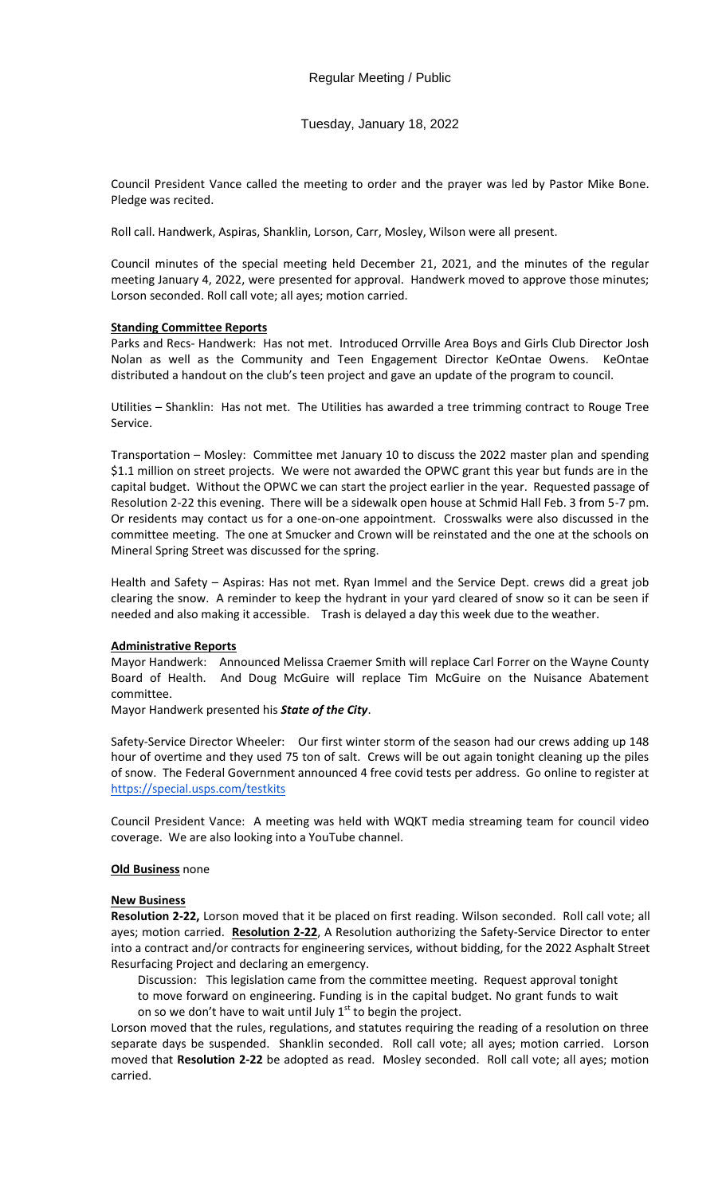Regular Meeting / Public

Tuesday, January 18, 2022

Council President Vance called the meeting to order and the prayer was led by Pastor Mike Bone. Pledge was recited.

Roll call. Handwerk, Aspiras, Shanklin, Lorson, Carr, Mosley, Wilson were all present.

Council minutes of the special meeting held December 21, 2021, and the minutes of the regular meeting January 4, 2022, were presented for approval. Handwerk moved to approve those minutes; Lorson seconded. Roll call vote; all ayes; motion carried.

**Standing Committee Reports**

Parks and Recs- Handwerk: Has not met. Introduced Orrville Area Boys and Girls Club Director Josh Nolan as well as the Community and Teen Engagement Director KeOntae Owens. KeOntae distributed a handout on the club's teen project and gave an update of the program to council.

Utilities – Shanklin: Has not met. The Utilities has awarded a tree trimming contract to Rouge Tree Service.

Transportation – Mosley: Committee met January 10 to discuss the 2022 master plan and spending $1.1 million on street projects. We were not awarded the OPWC grant this year but funds are in the capital budget. Without the OPWC we can start the project earlier in the year. Requested passage of Resolution 2-22 this evening. There will be a sidewalk open house at Schmid Hall Feb. 3 from 5-7 pm. Or residents may contact us for a one-on-one appointment. Crosswalks were also discussed in the committee meeting. The one at Smucker and Crown will be reinstated and the one at the schools on Mineral Spring Street was discussed for the spring.

Health and Safety – Aspiras: Has not met. Ryan Immel and the Service Dept. crews did a great job clearing the snow. A reminder to keep the hydrant in your yard cleared of snow so it can be seen if needed and also making it accessible. Trash is delayed a day this week due to the weather.

**Administrative Reports**

Mayor Handwerk: Announced Melissa Craemer Smith will replace Carl Forrer on the Wayne County Board of Health. And Doug McGuire will replace Tim McGuire on the Nuisance Abatement committee.

Mayor Handwerk presented his ***State of the City***.

Safety-Service Director Wheeler: Our first winter storm of the season had our crews adding up 148 hour of overtime and they used 75 ton of salt. Crews will be out again tonight cleaning up the piles of snow. The Federal Government announced 4 free covid tests per address. Go online to register at https://special.usps.com/testkits

Council President Vance: A meeting was held with WQKT media streaming team for council video coverage. We are also looking into a YouTube channel.

**Old Business** none

**New Business**

**Resolution 2-22,** Lorson moved that it be placed on first reading. Wilson seconded. Roll call vote; all ayes; motion carried. **Resolution 2-22**, A Resolution authorizing the Safety-Service Director to enter into a contract and/or contracts for engineering services, without bidding, for the 2022 Asphalt Street Resurfacing Project and declaring an emergency.

Discussion: This legislation came from the committee meeting. Request approval tonight to move forward on engineering. Funding is in the capital budget. No grant funds to wait on so we don't have to wait until July 1st to begin the project.

Lorson moved that the rules, regulations, and statutes requiring the reading of a resolution on three separate days be suspended. Shanklin seconded. Roll call vote; all ayes; motion carried. Lorson moved that **Resolution 2-22** be adopted as read. Mosley seconded. Roll call vote; all ayes; motion carried.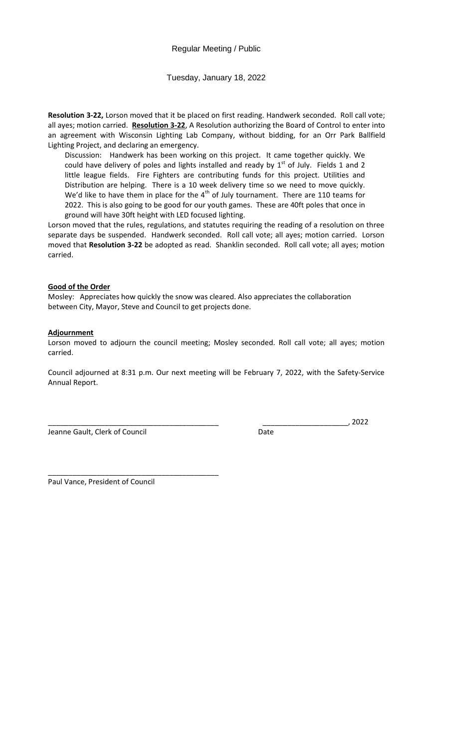Regular Meeting / Public

Tuesday, January 18, 2022

**Resolution 3-22,** Lorson moved that it be placed on first reading. Handwerk seconded. Roll call vote; all ayes; motion carried. **Resolution 3-22**, A Resolution authorizing the Board of Control to enter into an agreement with Wisconsin Lighting Lab Company, without bidding, for an Orr Park Ballfield Lighting Project, and declaring an emergency.

Discussion: Handwerk has been working on this project. It came together quickly. We could have delivery of poles and lights installed and ready by 1st of July. Fields 1 and 2 little league fields. Fire Fighters are contributing funds for this project. Utilities and Distribution are helping. There is a 10 week delivery time so we need to move quickly. We'd like to have them in place for the 4th of July tournament. There are 110 teams for 2022. This is also going to be good for our youth games. These are 40ft poles that once in ground will have 30ft height with LED focused lighting.

Lorson moved that the rules, regulations, and statutes requiring the reading of a resolution on three separate days be suspended. Handwerk seconded. Roll call vote; all ayes; motion carried. Lorson moved that **Resolution 3-22** be adopted as read. Shanklin seconded. Roll call vote; all ayes; motion carried.

**Good of the Order**

Mosley: Appreciates how quickly the snow was cleared. Also appreciates the collaboration between City, Mayor, Steve and Council to get projects done.

**Adjournment**

Lorson moved to adjourn the council meeting; Mosley seconded. Roll call vote; all ayes; motion carried.

Council adjourned at 8:31 p.m. Our next meeting will be February 7, 2022, with the Safety-Service Annual Report.

\_\_\_\_\_\_\_\_\_\_\_\_\_\_\_\_\_\_\_\_\_\_\_\_\_\_\_\_\_\_\_\_\_\_\_\_\_\_\_\_\_\_ \_\_\_\_\_\_\_\_\_\_\_\_\_\_\_\_\_\_\_\_\_, 2022

Jeanne Gault, Clerk of Council Date

\_\_\_\_\_\_\_\_\_\_\_\_\_\_\_\_\_\_\_\_\_\_\_\_\_\_\_\_\_\_\_\_\_\_\_\_\_\_\_\_\_\_

Paul Vance, President of Council